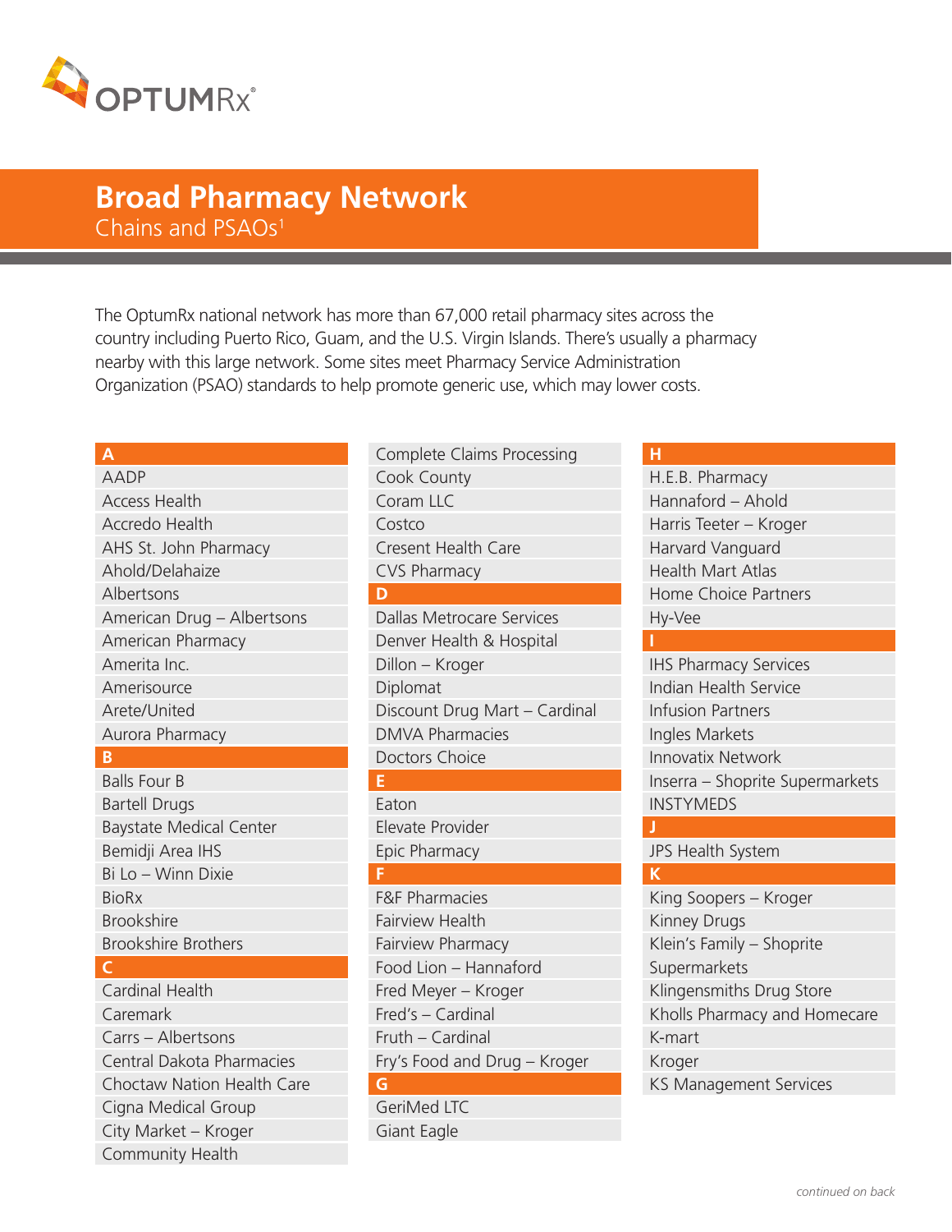OPTUMRx®

# Broad Pharmacy Network

## Chains and PSAOs[1]

The OptumRx national network has more than 67,000 retail pharmacy sites across the country including Puerto Rico, Guam, and the U.S. Virgin Islands. There's usually a pharmacy nearby with this large network. Some sites meet Pharmacy Service Administration Organization (PSAO) standards to help promote generic use, which may lower costs.

### A

- AADP
- Access Health
- Accredo Health
- AHS St. John Pharmacy
- Ahold/Delahaize
- Albertsons
- American Drug – Albertsons
- American Pharmacy
- Amerita Inc.
- Amerisource
- Arete/United
- Aurora Pharmacy

### B

- Balls Four B
- Bartell Drugs
- Baystate Medical Center
- Bemidji Area IHS
- Bi Lo – Winn Dixie
- BioRx
- Brookshire
- Brookshire Brothers

### C

- Cardinal Health
- Caremark
- Carrs – Albertsons
- Central Dakota Pharmacies
- Choctaw Nation Health Care
- Cigna Medical Group
- City Market – Kroger
- Community Health
- Complete Claims Processing
- Cook County
- Coram LLC
- Costco
- Cresent Health Care
- CVS Pharmacy

### D

- Dallas Metrocare Services
- Denver Health & Hospital
- Dillon – Kroger
- Diplomat
- Discount Drug Mart – Cardinal
- DMVA Pharmacies
- Doctors Choice

### E

- Eaton
- Elevate Provider
- Epic Pharmacy

### F

- F&F Pharmacies
- Fairview Health
- Fairview Pharmacy
- Food Lion – Hannaford
- Fred Meyer – Kroger
- Fred's – Cardinal
- Fruth – Cardinal
- Fry's Food and Drug – Kroger

### G

- GeriMed LTC
- Giant Eagle

### H

- H.E.B. Pharmacy
- Hannaford – Ahold
- Harris Teeter – Kroger
- Harvard Vanguard
- Health Mart Atlas
- Home Choice Partners
- Hy-Vee

### I

- IHS Pharmacy Services
- Indian Health Service
- Infusion Partners
- Ingles Markets
- Innovatix Network
- Inserra – Shoprite Supermarkets
- INSTYMEDS

### J

- JPS Health System

### K

- King Soopers – Kroger
- Kinney Drugs
- Klein's Family – Shoprite Supermarkets
- Klingensmiths Drug Store
- Kholls Pharmacy and Homecare
- K-mart
- Kroger
- KS Management Services

*continued on back*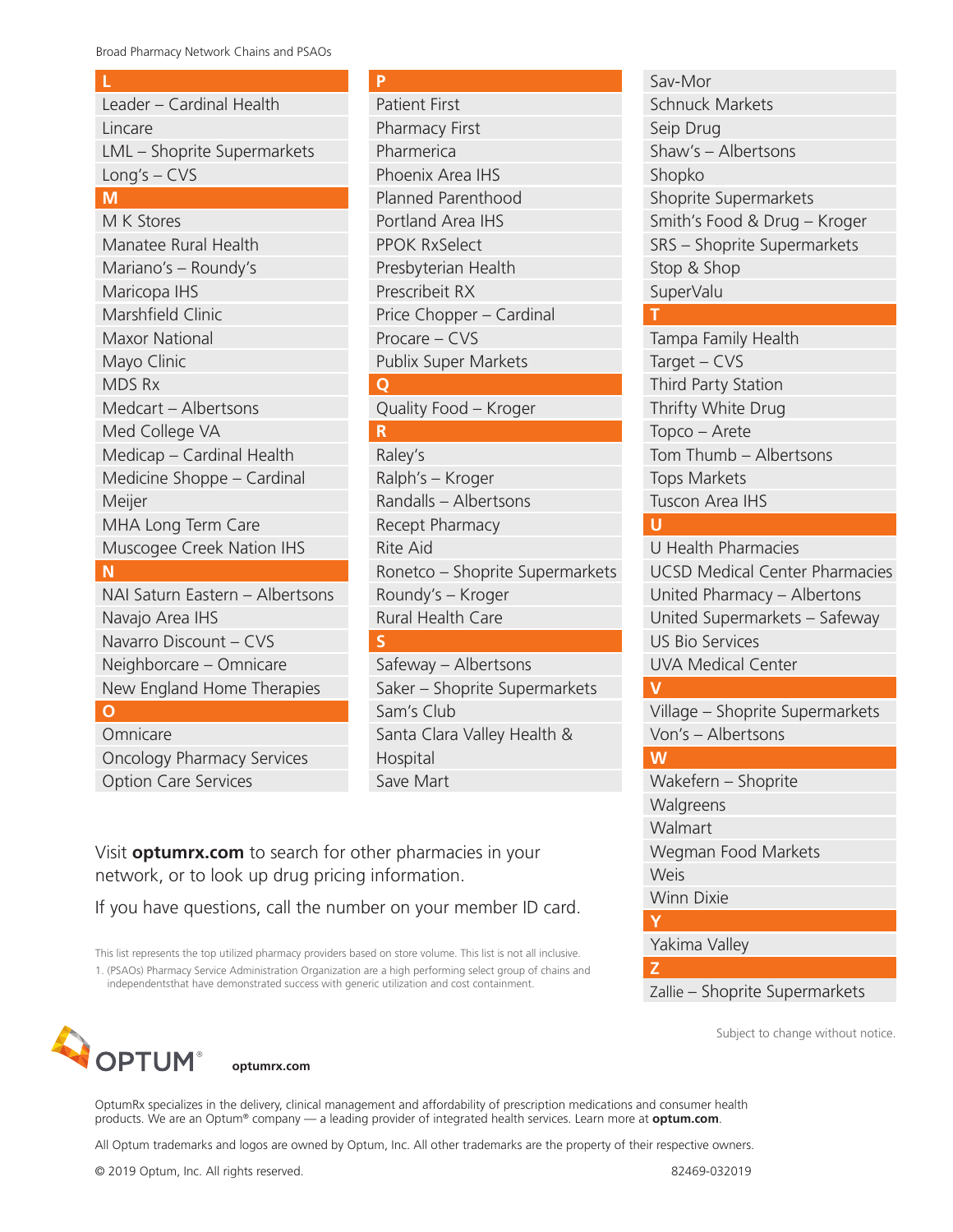Broad Pharmacy Network Chains and PSAOs

## L

- Leader – Cardinal Health
- Lincare
- LML – Shoprite Supermarkets
- Long's – CVS

## M

- M K Stores
- Manatee Rural Health
- Mariano's – Roundy's
- Maricopa IHS
- Marshfield Clinic
- Maxor National
- Mayo Clinic
- MDS Rx
- Medcart – Albertsons
- Med College VA
- Medicap – Cardinal Health
- Medicine Shoppe – Cardinal
- Meijer
- MHA Long Term Care
- Muscogee Creek Nation IHS

## N

- NAI Saturn Eastern – Albertsons
- Navajo Area IHS
- Navarro Discount – CVS
- Neighborcare – Omnicare
- New England Home Therapies

## O

- Omnicare
- Oncology Pharmacy Services
- Option Care Services

## P

- Patient First
- Pharmacy First
- Pharmerica
- Phoenix Area IHS
- Planned Parenthood
- Portland Area IHS
- PPOK RxSelect
- Presbyterian Health
- Prescribeit RX
- Price Chopper – Cardinal
- Procare – CVS
- Publix Super Markets

## Q

- Quality Food – Kroger

## R

- Raley's
- Ralph's – Kroger
- Randalls – Albertsons
- Recept Pharmacy
- Rite Aid
- Ronetco – Shoprite Supermarkets
- Roundy's – Kroger
- Rural Health Care

## S

- Safeway – Albertsons
- Saker – Shoprite Supermarkets
- Sam's Club
- Santa Clara Valley Health & Hospital
- Save Mart
- Sav-Mor
- Schnuck Markets
- Seip Drug
- Shaw's – Albertsons
- Shopko
- Shoprite Supermarkets
- Smith's Food & Drug – Kroger
- SRS – Shoprite Supermarkets
- Stop & Shop
- SuperValu

## T

- Tampa Family Health
- Target – CVS
- Third Party Station
- Thrifty White Drug
- Topco – Arete
- Tom Thumb – Albertsons
- Tops Markets
- Tuscon Area IHS

## U

- U Health Pharmacies
- UCSD Medical Center Pharmacies
- United Pharmacy – Albertons
- United Supermarkets – Safeway
- US Bio Services
- UVA Medical Center

## V

- Village – Shoprite Supermarkets
- Von's – Albertsons

## W

- Wakefern – Shoprite
- Walgreens
- Walmart
- Wegman Food Markets
- Weis
- Winn Dixie

## Y

- Yakima Valley

## Z

- Zallie – Shoprite Supermarkets

Visit **optumrx.com** to search for other pharmacies in your network, or to look up drug pricing information.

If you have questions, call the number on your member ID card.

This list represents the top utilized pharmacy providers based on store volume. This list is not all inclusive.

1. (PSAOs) Pharmacy Service Administration Organization are a high performing select group of chains and independentsthat have demonstrated success with generic utilization and cost containment.

Subject to change without notice.

OPTUM® **optumrx.com**

OptumRx specializes in the delivery, clinical management and affordability of prescription medications and consumer health products. We are an Optum® company — a leading provider of integrated health services. Learn more at **optum.com**.

All Optum trademarks and logos are owned by Optum, Inc. All other trademarks are the property of their respective owners.

© 2019 Optum, Inc. All rights reserved. 82469-032019